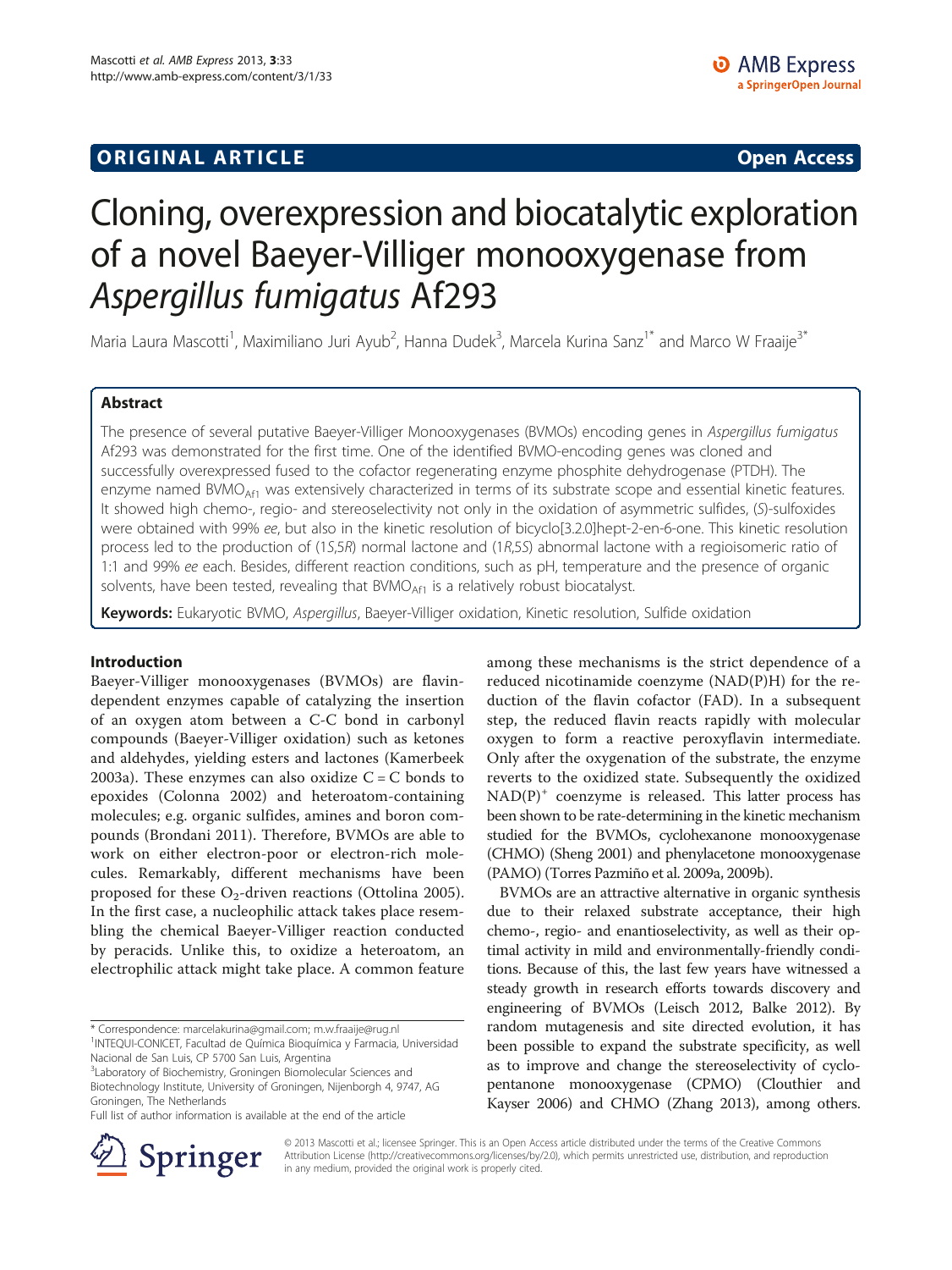**ORIGINAL ARTICLE** **Open Access**

# Cloning, overexpression and biocatalytic exploration of a novel Baeyer-Villiger monooxygenase from *Aspergillus fumigatus* Af293

Maria Laura Mascotti[1], Maximiliano Juri Ayub[2], Hanna Dudek[3], Marcela Kurina Sanz[1*] and Marco W Fraaije[3*]

## Abstract

The presence of several putative Baeyer-Villiger Monooxygenases (BVMOs) encoding genes in *Aspergillus fumigatus* Af293 was demonstrated for the first time. One of the identified BVMO-encoding genes was cloned and successfully overexpressed fused to the cofactor regenerating enzyme phosphite dehydrogenase (PTDH). The enzyme named $BVMO_{Af1}$ was extensively characterized in terms of its substrate scope and essential kinetic features. It showed high chemo-, regio- and stereoselectivity not only in the oxidation of asymmetric sulfides, (*S*)-sulfoxides were obtained with 99% *ee*, but also in the kinetic resolution of bicyclo[3.2.0]hept-2-en-6-one. This kinetic resolution process led to the production of (1*S*,5*R*) normal lactone and (1*R*,5*S*) abnormal lactone with a regioisomeric ratio of 1:1 and 99% *ee* each. Besides, different reaction conditions, such as pH, temperature and the presence of organic solvents, have been tested, revealing that $BVMO_{Af1}$ is a relatively robust biocatalyst.

**Keywords:** Eukaryotic BVMO, *Aspergillus*, Baeyer-Villiger oxidation, Kinetic resolution, Sulfide oxidation

## Introduction

Baeyer-Villiger monooxygenases (BVMOs) are flavin-dependent enzymes capable of catalyzing the insertion of an oxygen atom between a C-C bond in carbonyl compounds (Baeyer-Villiger oxidation) such as ketones and aldehydes, yielding esters and lactones (Kamerbeek 2003a). These enzymes can also oxidize C = C bonds to epoxides (Colonna 2002) and heteroatom-containing molecules; e.g. organic sulfides, amines and boron compounds (Brondani 2011). Therefore, BVMOs are able to work on either electron-poor or electron-rich molecules. Remarkably, different mechanisms have been proposed for these $O_2$-driven reactions (Ottolina 2005). In the first case, a nucleophilic attack takes place resembling the chemical Baeyer-Villiger reaction conducted by peracids. Unlike this, to oxidize a heteroatom, an electrophilic attack might take place. A common feature among these mechanisms is the strict dependence of a reduced nicotinamide coenzyme (NAD(P)H) for the reduction of the flavin cofactor (FAD). In a subsequent step, the reduced flavin reacts rapidly with molecular oxygen to form a reactive peroxyflavin intermediate. Only after the oxygenation of the substrate, the enzyme reverts to the oxidized state. Subsequently the oxidized $NAD(P)^+$ coenzyme is released. This latter process has been shown to be rate-determining in the kinetic mechanism studied for the BVMOs, cyclohexanone monooxygenase (CHMO) (Sheng 2001) and phenylacetone monooxygenase (PAMO) (Torres Pazmiño et al. 2009a, 2009b).

BVMOs are an attractive alternative in organic synthesis due to their relaxed substrate acceptance, their high chemo-, regio- and enantioselectivity, as well as their optimal activity in mild and environmentally-friendly conditions. Because of this, the last few years have witnessed a steady growth in research efforts towards discovery and engineering of BVMOs (Leisch 2012, Balke 2012). By random mutagenesis and site directed evolution, it has been possible to expand the substrate specificity, as well as to improve and change the stereoselectivity of cyclopentanone monooxygenase (CPMO) (Clouthier and Kayser 2006) and CHMO (Zhang 2013), among others.

* Correspondence: marcelakurina@gmail.com; m.w.fraaije@rug.nl
[1]INTEQUI-CONICET, Facultad de Química Bioquímica y Farmacia, Universidad Nacional de San Luis, CP 5700 San Luis, Argentina
[3]Laboratory of Biochemistry, Groningen Biomolecular Sciences and Biotechnology Institute, University of Groningen, Nijenborgh 4, 9747, AG Groningen, The Netherlands
Full list of author information is available at the end of the article

© 2013 Mascotti et al.; licensee Springer. This is an Open Access article distributed under the terms of the Creative Commons Attribution License (http://creativecommons.org/licenses/by/2.0), which permits unrestricted use, distribution, and reproduction in any medium, provided the original work is properly cited.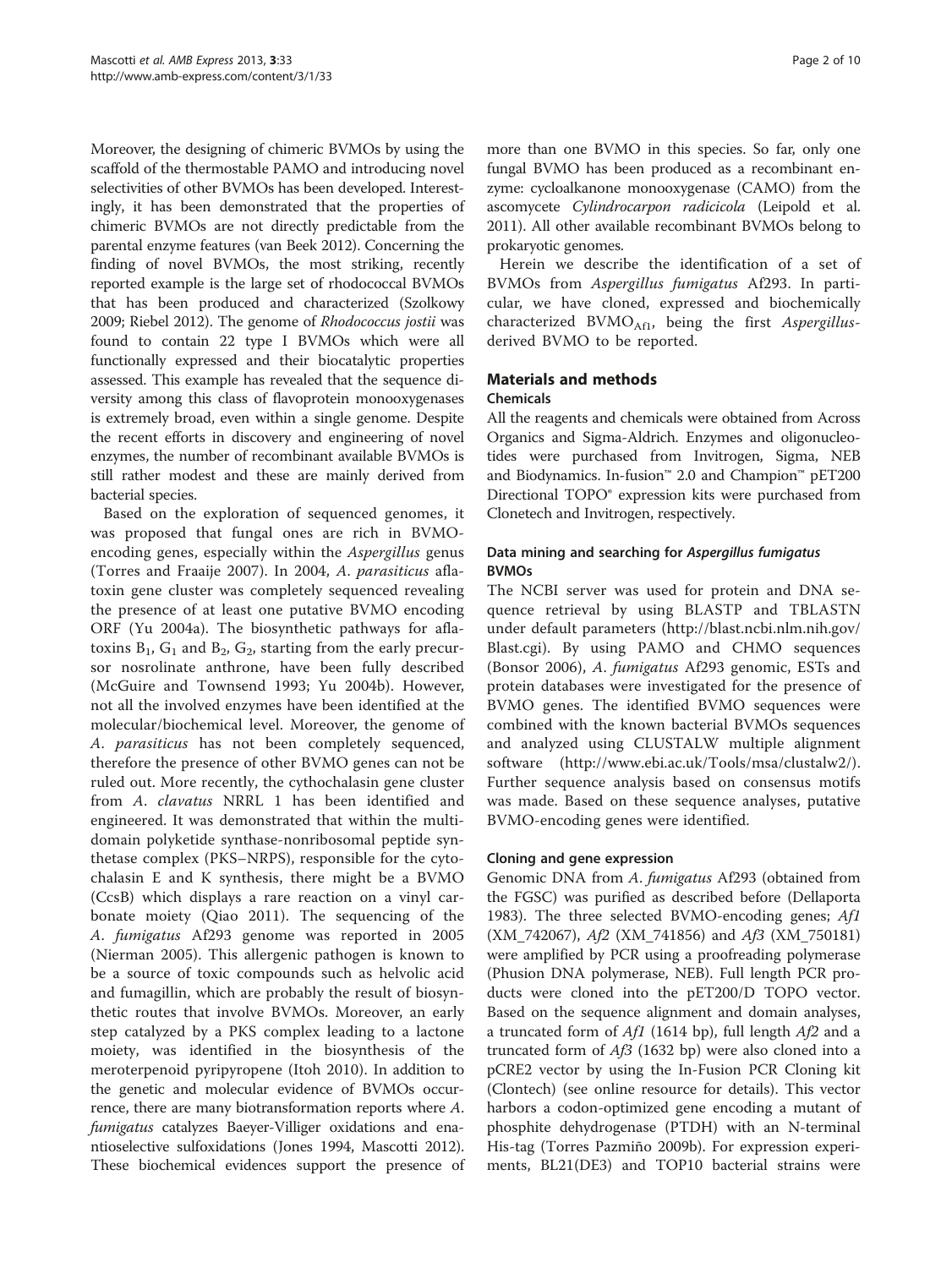Moreover, the designing of chimeric BVMOs by using the scaffold of the thermostable PAMO and introducing novel selectivities of other BVMOs has been developed. Interestingly, it has been demonstrated that the properties of chimeric BVMOs are not directly predictable from the parental enzyme features (van Beek 2012). Concerning the finding of novel BVMOs, the most striking, recently reported example is the large set of rhodococcal BVMOs that has been produced and characterized (Szolkowy 2009; Riebel 2012). The genome of *Rhodococcus jostii* was found to contain 22 type I BVMOs which were all functionally expressed and their biocatalytic properties assessed. This example has revealed that the sequence diversity among this class of flavoprotein monooxygenases is extremely broad, even within a single genome. Despite the recent efforts in discovery and engineering of novel enzymes, the number of recombinant available BVMOs is still rather modest and these are mainly derived from bacterial species.

Based on the exploration of sequenced genomes, it was proposed that fungal ones are rich in BVMO-encoding genes, especially within the *Aspergillus* genus (Torres and Fraaije 2007). In 2004, *A. parasiticus* aflatoxin gene cluster was completely sequenced revealing the presence of at least one putative BVMO encoding ORF (Yu 2004a). The biosynthetic pathways for aflatoxins $B_1$, $G_1$ and $B_2$, $G_2$, starting from the early precursor nosrolinate anthrone, have been fully described (McGuire and Townsend 1993; Yu 2004b). However, not all the involved enzymes have been identified at the molecular/biochemical level. Moreover, the genome of *A. parasiticus* has not been completely sequenced, therefore the presence of other BVMO genes can not be ruled out. More recently, the cythochalasin gene cluster from *A. clavatus* NRRL 1 has been identified and engineered. It was demonstrated that within the multi-domain polyketide synthase-nonribosomal peptide synthetase complex (PKS–NRPS), responsible for the cytochalasin E and K synthesis, there might be a BVMO (CcsB) which displays a rare reaction on a vinyl carbonate moiety (Qiao 2011). The sequencing of the *A. fumigatus* Af293 genome was reported in 2005 (Nierman 2005). This allergenic pathogen is known to be a source of toxic compounds such as helvolic acid and fumagillin, which are probably the result of biosynthetic routes that involve BVMOs. Moreover, an early step catalyzed by a PKS complex leading to a lactone moiety, was identified in the biosynthesis of the meroterpenoid pyripyropene (Itoh 2010). In addition to the genetic and molecular evidence of BVMOs occurrence, there are many biotransformation reports where *A. fumigatus* catalyzes Baeyer-Villiger oxidations and enantioselective sulfoxidations (Jones 1994, Mascotti 2012). These biochemical evidences support the presence of more than one BVMO in this species. So far, only one fungal BVMO has been produced as a recombinant enzyme: cycloalkanone monooxygenase (CAMO) from the ascomycete *Cylindrocarpon radicicola* (Leipold et al. 2011). All other available recombinant BVMOs belong to prokaryotic genomes.

Herein we describe the identification of a set of BVMOs from *Aspergillus fumigatus* Af293. In particular, we have cloned, expressed and biochemically characterized $BVMO_{Af1}$, being the first *Aspergillus*-derived BVMO to be reported.

## Materials and methods

### Chemicals

All the reagents and chemicals were obtained from Across Organics and Sigma-Aldrich. Enzymes and oligonucleotides were purchased from Invitrogen, Sigma, NEB and Biodynamics. In-fusion™ 2.0 and Champion™ pET200 Directional TOPO® expression kits were purchased from Clonetech and Invitrogen, respectively.

### Data mining and searching for *Aspergillus fumigatus* BVMOs

The NCBI server was used for protein and DNA sequence retrieval by using BLASTP and TBLASTN under default parameters (http://blast.ncbi.nlm.nih.gov/Blast.cgi). By using PAMO and CHMO sequences (Bonsor 2006), *A. fumigatus* Af293 genomic, ESTs and protein databases were investigated for the presence of BVMO genes. The identified BVMO sequences were combined with the known bacterial BVMOs sequences and analyzed using CLUSTALW multiple alignment software (http://www.ebi.ac.uk/Tools/msa/clustalw2/). Further sequence analysis based on consensus motifs was made. Based on these sequence analyses, putative BVMO-encoding genes were identified.

### Cloning and gene expression

Genomic DNA from *A. fumigatus* Af293 (obtained from the FGSC) was purified as described before (Dellaporta 1983). The three selected BVMO-encoding genes; *Af1* (XM_742067), *Af2* (XM_741856) and *Af3* (XM_750181) were amplified by PCR using a proofreading polymerase (Phusion DNA polymerase, NEB). Full length PCR products were cloned into the pET200/D TOPO vector. Based on the sequence alignment and domain analyses, a truncated form of *Af1* (1614 bp), full length *Af2* and a truncated form of *Af3* (1632 bp) were also cloned into a pCRE2 vector by using the In-Fusion PCR Cloning kit (Clontech) (see online resource for details). This vector harbors a codon-optimized gene encoding a mutant of phosphite dehydrogenase (PTDH) with an N-terminal His-tag (Torres Pazmiño 2009b). For expression experiments, BL21(DE3) and TOP10 bacterial strains were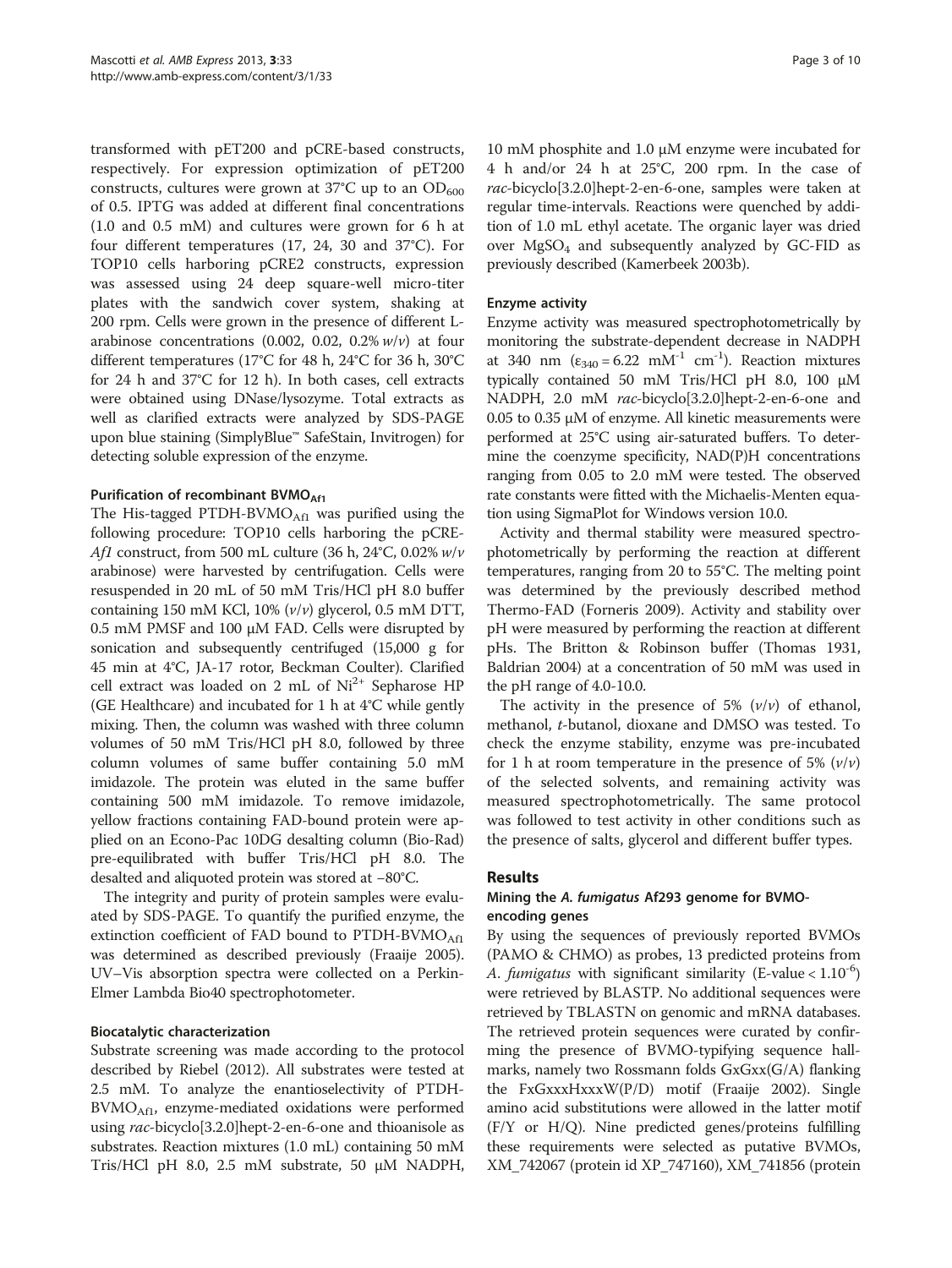transformed with pET200 and pCRE-based constructs, respectively. For expression optimization of pET200 constructs, cultures were grown at 37°C up to an $OD_{600}$ of 0.5. IPTG was added at different final concentrations (1.0 and 0.5 mM) and cultures were grown for 6 h at four different temperatures (17, 24, 30 and 37°C). For TOP10 cells harboring pCRE2 constructs, expression was assessed using 24 deep square-well micro-titer plates with the sandwich cover system, shaking at 200 rpm. Cells were grown in the presence of different L-arabinose concentrations (0.002, 0.02, 0.2% *w*/*v*) at four different temperatures (17°C for 48 h, 24°C for 36 h, 30°C for 24 h and 37°C for 12 h). In both cases, cell extracts were obtained using DNase/lysozyme. Total extracts as well as clarified extracts were analyzed by SDS-PAGE upon blue staining (SimplyBlue™ SafeStain, Invitrogen) for detecting soluble expression of the enzyme.

### Purification of recombinant $BVMO_{Af1}$

The His-tagged PTDH-$BVMO_{Af1}$ was purified using the following procedure: TOP10 cells harboring the pCRE-*Af1* construct, from 500 mL culture (36 h, 24°C, 0.02% *w*/*v* arabinose) were harvested by centrifugation. Cells were resuspended in 20 mL of 50 mM Tris/HCl pH 8.0 buffer containing 150 mM KCl, 10% (*v*/*v*) glycerol, 0.5 mM DTT, 0.5 mM PMSF and 100 μM FAD. Cells were disrupted by sonication and subsequently centrifuged (15,000 g for 45 min at 4°C, JA-17 rotor, Beckman Coulter). Clarified cell extract was loaded on 2 mL of $Ni^{2+}$ Sepharose HP (GE Healthcare) and incubated for 1 h at 4°C while gently mixing. Then, the column was washed with three column volumes of 50 mM Tris/HCl pH 8.0, followed by three column volumes of same buffer containing 5.0 mM imidazole. The protein was eluted in the same buffer containing 500 mM imidazole. To remove imidazole, yellow fractions containing FAD-bound protein were applied on an Econo-Pac 10DG desalting column (Bio-Rad) pre-equilibrated with buffer Tris/HCl pH 8.0. The desalted and aliquoted protein was stored at −80°C.

The integrity and purity of protein samples were evaluated by SDS-PAGE. To quantify the purified enzyme, the extinction coefficient of FAD bound to PTDH-$BVMO_{Af1}$ was determined as described previously (Fraaije 2005). UV–Vis absorption spectra were collected on a Perkin-Elmer Lambda Bio40 spectrophotometer.

### Biocatalytic characterization

Substrate screening was made according to the protocol described by Riebel (2012). All substrates were tested at 2.5 mM. To analyze the enantioselectivity of PTDH-$BVMO_{Af1}$, enzyme-mediated oxidations were performed using *rac*-bicyclo[3.2.0]hept-2-en-6-one and thioanisole as substrates. Reaction mixtures (1.0 mL) containing 50 mM Tris/HCl pH 8.0, 2.5 mM substrate, 50 μM NADPH, 10 mM phosphite and 1.0 μM enzyme were incubated for 4 h and/or 24 h at 25°C, 200 rpm. In the case of *rac*-bicyclo[3.2.0]hept-2-en-6-one, samples were taken at regular time-intervals. Reactions were quenched by addition of 1.0 mL ethyl acetate. The organic layer was dried over $MgSO_4$ and subsequently analyzed by GC-FID as previously described (Kamerbeek 2003b).

### Enzyme activity

Enzyme activity was measured spectrophotometrically by monitoring the substrate-dependent decrease in NADPH at 340 nm ($\varepsilon_{340} = 6.22\ mM^{-1}\ cm^{-1}$). Reaction mixtures typically contained 50 mM Tris/HCl pH 8.0, 100 μM NADPH, 2.0 mM *rac*-bicyclo[3.2.0]hept-2-en-6-one and 0.05 to 0.35 μM of enzyme. All kinetic measurements were performed at 25°C using air-saturated buffers. To determine the coenzyme specificity, NAD(P)H concentrations ranging from 0.05 to 2.0 mM were tested. The observed rate constants were fitted with the Michaelis-Menten equation using SigmaPlot for Windows version 10.0.

Activity and thermal stability were measured spectrophotometrically by performing the reaction at different temperatures, ranging from 20 to 55°C. The melting point was determined by the previously described method Thermo-FAD (Forneris 2009). Activity and stability over pH were measured by performing the reaction at different pHs. The Britton & Robinson buffer (Thomas 1931, Baldrian 2004) at a concentration of 50 mM was used in the pH range of 4.0-10.0.

The activity in the presence of 5% (*v*/*v*) of ethanol, methanol, *t*-butanol, dioxane and DMSO was tested. To check the enzyme stability, enzyme was pre-incubated for 1 h at room temperature in the presence of 5% (*v*/*v*) of the selected solvents, and remaining activity was measured spectrophotometrically. The same protocol was followed to test activity in other conditions such as the presence of salts, glycerol and different buffer types.

## Results

### Mining the *A. fumigatus* Af293 genome for BVMO-encoding genes

By using the sequences of previously reported BVMOs (PAMO & CHMO) as probes, 13 predicted proteins from *A. fumigatus* with significant similarity (E-value < $1.10^{-6}$) were retrieved by BLASTP. No additional sequences were retrieved by TBLASTN on genomic and mRNA databases. The retrieved protein sequences were curated by confirming the presence of BVMO-typifying sequence hallmarks, namely two Rossmann folds GxGxx(G/A) flanking the FxGxxxHxxxW(P/D) motif (Fraaije 2002). Single amino acid substitutions were allowed in the latter motif (F/Y or H/Q). Nine predicted genes/proteins fulfilling these requirements were selected as putative BVMOs, XM_742067 (protein id XP_747160), XM_741856 (protein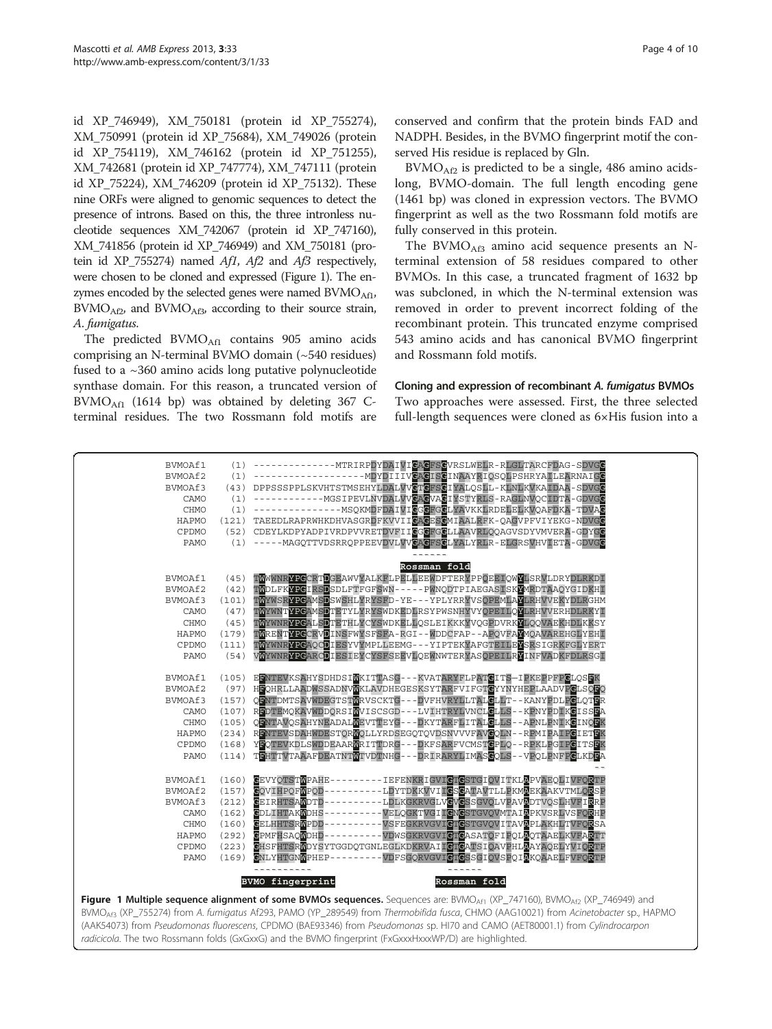id XP_746949), XM_750181 (protein id XP_755274), XM_750991 (protein id XP_75684), XM_749026 (protein id XP_754119), XM_746162 (protein id XP_751255), XM_742681 (protein id XP_747774), XM_747111 (protein id XP_75224), XM_746209 (protein id XP_75132). These nine ORFs were aligned to genomic sequences to detect the presence of introns. Based on this, the three intronless nucleotide sequences XM_742067 (protein id XP_747160), XM_741856 (protein id XP_746949) and XM_750181 (protein id XP_755274) named *Af1*, *Af2* and *Af3* respectively, were chosen to be cloned and expressed (Figure 1). The enzymes encoded by the selected genes were named $BVMO_{Af1}$, $BVMO_{Af2}$, and $BVMO_{Af3}$, according to their source strain, *A. fumigatus*.

The predicted $BVMO_{Af1}$ contains 905 amino acids comprising an N-terminal BVMO domain (~540 residues) fused to a ~360 amino acids long putative polynucleotide synthase domain. For this reason, a truncated version of $BVMO_{Af1}$ (1614 bp) was obtained by deleting 367 C-terminal residues. The two Rossmann fold motifs are conserved and confirm that the protein binds FAD and NADPH. Besides, in the BVMO fingerprint motif the conserved His residue is replaced by Gln.

$BVMO_{Af2}$ is predicted to be a single, 486 amino acids-long, BVMO-domain. The full length encoding gene (1461 bp) was cloned in expression vectors. The BVMO fingerprint as well as the two Rossmann fold motifs are fully conserved in this protein.

The $BVMO_{Af3}$ amino acid sequence presents an N-terminal extension of 58 residues compared to other BVMOs. In this case, a truncated fragment of 1632 bp was subcloned, in which the N-terminal extension was removed in order to prevent incorrect folding of the recombinant protein. This truncated enzyme comprised 543 amino acids and has canonical BVMO fingerprint and Rossmann fold motifs.

## Cloning and expression of recombinant *A. fumigatus* BVMOs

Two approaches were assessed. First, the three selected full-length sequences were cloned as 6×His fusion into a

```
BVMOAf1   (1)   --------------MTRIRPDYDAIVIGAGFSGVRSLWELR-RLGLTARCFDAG-SDVGG
BVMOAf2   (1)   ------------------MDYDIIIVGAGISGINAAYRIQSQLPSHRYAILEARNAIGG
BVMOAf3   (43)  DPPSSSPPLSKVHTSTMSEHYLDALVVGTGFSGIYALQSLL-KLNLKVKAIDAA-SDVGG
CAMO      (1)   ------------MGSIPEVLNVDALVVGAGVAGIYSTYRLS-RAGLNVQCIDTA-GDVGG
CHMO      (1)   --------------MSQKMDFDAIVIGGGFGGLYAVKKLRDELELKVQAFDKA-TDVAG
HAPMO     (121) TAEEDLRAPRWHKDHVASGRDFKVVIIGAGESGMIAALRFK-QAGVPFVIYEKG-NDVGG
CPDMO     (52)  CDEYLKDPYADPIVRDPVVRETDVFIIGGGFGGLLAAVRLQQAGVSDYVMVERA-GDYGG
PAMO      (1)   -----MAGQTTVDSRRQPPEEVDVLVVGAGFSGLYALYRLR-ELGRSVHVIETA-GDVGG
                                        ------
                                     Rossman fold
BVMOAf1   (45)  TWWWNRYPGCRTDGEAWVYALKFLPELLEEWDFTERYPPQEEIQWYLSRVLDRYDLRKDI
BVMOAf2   (42)  TWDLFKYPGIRSDSDLFTFGFSWN-----PWNQDTPIAEGASISKYMRDTAAQYGIDKHI
BVMOAf3   (101) TWYWSRYPGAMSDSWSHLYRYSFD-YE---YPLYRRYVSQPEMLAYLRHVVEKYDLRGHM
CAMO      (47)  TWYWNTYPGAMSDTETYLYRYSWDKEDLRSYPWSNHYVYQPEILQYLRHVVERHDLRKYI
CHMO      (45)  TWYWNRYPGALSDTETHLYCYSWDKELLQSLEIKKKYVQGPDVRKYLQQVAEKHDLKKSY
HAPMO     (179) TWRENTYPGCRVDINSFWYSFSFA-RGI--WDDCFAP--APQVFAYMQAVAREHGLYEHI
CPDMO     (111) TWYWNRYPGAQCDIESYVYMPLLEEMG---YIPTEKYAFGTEILEYSRSIGRKFGLYERT
PAMO      (54)  VWYWNRYPGARCDIESIEYCYSFSEEVLQEWNWTERYASQPEILRYINFVADKFDLRSGI

BVMOAf1   (105) EFNTEVKSAHYSDHDSIWKITTASG---KVATARYFLPATGITS—IPKEPPFPGLQSFK
BVMOAf2   (97)  HFQHRLLAADWSSADNVWKLAVDHEGESKSYTARFVIFGTGYYNYHEPLAADVPGLSQFQ
BVMOAf3   (157) QFNTDMTSAVWDEGTSTWRVSCKTG---DVFHVRYLLTALGLLT--KANYPDLPGLQTFR
CAMO      (107) RFDTEMQKAVWDDQRSIWVISCSGD---LVIHTRYLVNCLGLLS--KPNYPDIKGISSFA
CHMO      (105) QFNTAVQSAHYNEADALWEVTTEYG---DKYTARFLITALGLLS--APNLPNIKGINQFK
HAPMO     (234) RFNTEVSDAHWDESTQRWQLLYRDSEGQTQVDSNVVVFAVGQLN--RPMIPAIPGIETFK
CPDMO     (168) YFQTEVKDLSWDDEAARWRITTDRG---DKFSARFVCMSTGPLQ--RPKLPGIPGITSFK
PAMO      (114) TFHTTVTAAAFDEATNTWTVDTNHG---DRIRARYLIMASGQLS--VPQLPNFPGLKDFA
                                                                          --
BVMOAf1   (160) GEVYQTSTWPAHE---------IEFENKRIGVIGIGSTGIQVITKLAPVAEQLIVFQRTP
BVMOAf2   (157) GQVIHPQFWPQD----------LDYTDKKVVIIGSGATAVTLLPKMAEKAAKVTMLQRSP
BVMOAf3   (212) GEIRHTSAWDTD----------LDLKGKRVGLVGVSSGVQLVPAVADTVQSLHVFIRRP
CAMO      (162) GDLIHTAKWDHS----------VELQGKTVGIIGNGSTGVQVMTAIAPKVSRLVSFQRHP
CHMO      (160) GELHHTSRWPDD----------VSFEGKRVGVIGTGSTGVQVITAVAPLAKHLTVFQRSA
HAPMO     (292) GPMFHSAQWDHD----------VDWSGKRVGVIGTGASATQFIPQLAQTAAELKVFARTT
CPDMO     (223) GHSFHTSRWDYSYTGGDQTGNLEGLKDKRVAIIGTGATSIQAVPHLAAYAQELYVIQRTP
PAMO      (169) GNLYHTGNWPHEP---------VDFSGQRVGVIGTGSSGIQVSPQIAKQAAELFVFQRTP
                ----------                    ------
                BVMO fingerprint              Rossman fold
```

**Figure 1 Multiple sequence alignment of some BVMOs sequences.** Sequences are: $BVMO_{Af1}$ (XP_747160), $BVMO_{Af2}$ (XP_746949) and $BVMO_{Af3}$ (XP_755274) from *A. fumigatus* Af293, PAMO (YP_289549) from *Thermobifida fusca*, CHMO (AAG10021) from *Acinetobacter* sp., HAPMO (AAK54073) from *Pseudomonas fluorescens*, CPDMO (BAE93346) from *Pseudomonas* sp. HI70 and CAMO (AET80001.1) from *Cylindrocarpon radicicola*. The two Rossmann folds (GxGxxG) and the BVMO fingerprint (FxGxxxHxxxWP/D) are highlighted.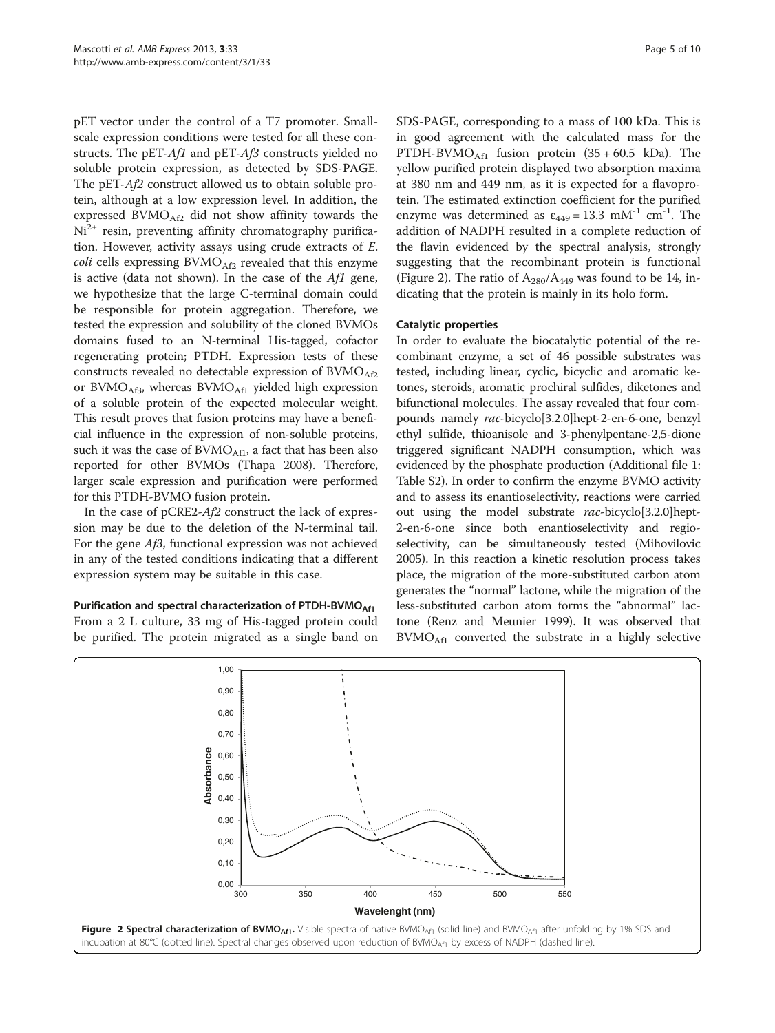pET vector under the control of a T7 promoter. Small-scale expression conditions were tested for all these constructs. The pET-*Af1* and pET-*Af3* constructs yielded no soluble protein expression, as detected by SDS-PAGE. The pET-*Af2* construct allowed us to obtain soluble protein, although at a low expression level. In addition, the expressed $BVMO_{Af2}$ did not show affinity towards the $Ni^{2+}$ resin, preventing affinity chromatography purification. However, activity assays using crude extracts of *E. coli* cells expressing $BVMO_{Af2}$ revealed that this enzyme is active (data not shown). In the case of the *Af1* gene, we hypothesize that the large C-terminal domain could be responsible for protein aggregation. Therefore, we tested the expression and solubility of the cloned BVMOs domains fused to an N-terminal His-tagged, cofactor regenerating protein; PTDH. Expression tests of these constructs revealed no detectable expression of $BVMO_{Af2}$ or $BVMO_{Af3}$, whereas $BVMO_{Af1}$ yielded high expression of a soluble protein of the expected molecular weight. This result proves that fusion proteins may have a beneficial influence in the expression of non-soluble proteins, such it was the case of $BVMO_{Af1}$, a fact that has been also reported for other BVMOs (Thapa 2008). Therefore, larger scale expression and purification were performed for this PTDH-BVMO fusion protein.

In the case of pCRE2-*Af2* construct the lack of expression may be due to the deletion of the N-terminal tail. For the gene *Af3*, functional expression was not achieved in any of the tested conditions indicating that a different expression system may be suitable in this case.

### Purification and spectral characterization of PTDH-$BVMO_{Af1}$

From a 2 L culture, 33 mg of His-tagged protein could be purified. The protein migrated as a single band on SDS-PAGE, corresponding to a mass of 100 kDa. This is in good agreement with the calculated mass for the PTDH-$BVMO_{Af1}$ fusion protein (35 + 60.5 kDa). The yellow purified protein displayed two absorption maxima at 380 nm and 449 nm, as it is expected for a flavoprotein. The estimated extinction coefficient for the purified enzyme was determined as $\varepsilon_{449} = 13.3\ mM^{-1}\ cm^{-1}$. The addition of NADPH resulted in a complete reduction of the flavin evidenced by the spectral analysis, strongly suggesting that the recombinant protein is functional (Figure 2). The ratio of $A_{280}/A_{449}$ was found to be 14, indicating that the protein is mainly in its holo form.

### Catalytic properties

In order to evaluate the biocatalytic potential of the recombinant enzyme, a set of 46 possible substrates was tested, including linear, cyclic, bicyclic and aromatic ketones, steroids, aromatic prochiral sulfides, diketones and bifunctional molecules. The assay revealed that four compounds namely *rac*-bicyclo[3.2.0]hept-2-en-6-one, benzyl ethyl sulfide, thioanisole and 3-phenylpentane-2,5-dione triggered significant NADPH consumption, which was evidenced by the phosphate production (Additional file 1: Table S2). In order to confirm the enzyme BVMO activity and to assess its enantioselectivity, reactions were carried out using the model substrate *rac*-bicyclo[3.2.0]hept-2-en-6-one since both enantioselectivity and regioselectivity, can be simultaneously tested (Mihovilovic 2005). In this reaction a kinetic resolution process takes place, the migration of the more-substituted carbon atom generates the "normal" lactone, while the migration of the less-substituted carbon atom forms the "abnormal" lactone (Renz and Meunier 1999). It was observed that $BVMO_{Af1}$ converted the substrate in a highly selective

**Figure 2 Spectral characterization of $BVMO_{Af1}$.** Visible spectra of native $BVMO_{Af1}$ (solid line) and $BVMO_{Af1}$ after unfolding by 1% SDS and incubation at 80°C (dotted line). Spectral changes observed upon reduction of $BVMO_{Af1}$ by excess of NADPH (dashed line).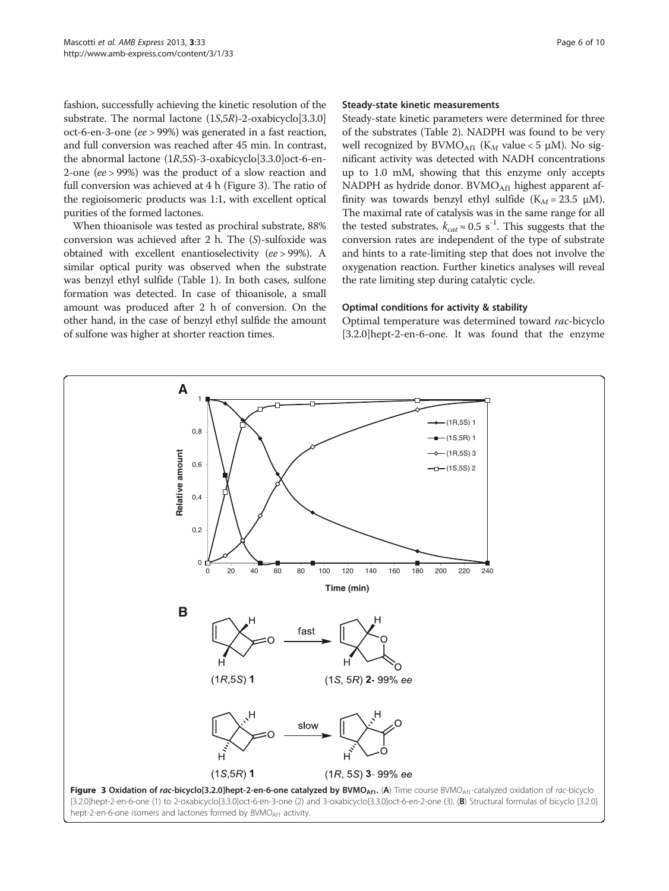fashion, successfully achieving the kinetic resolution of the substrate. The normal lactone (1*S*,5*R*)-2-oxabicyclo[3.3.0] oct-6-en-3-one (*ee* > 99%) was generated in a fast reaction, and full conversion was reached after 45 min. In contrast, the abnormal lactone (1*R*,5*S*)-3-oxabicyclo[3.3.0]oct-6-en-2-one (*ee* > 99%) was the product of a slow reaction and full conversion was achieved at 4 h (Figure 3). The ratio of the regioisomeric products was 1:1, with excellent optical purities of the formed lactones.

When thioanisole was tested as prochiral substrate, 88% conversion was achieved after 2 h. The (*S*)-sulfoxide was obtained with excellent enantioselectivity (*ee* > 99%). A similar optical purity was observed when the substrate was benzyl ethyl sulfide (Table 1). In both cases, sulfone formation was detected. In case of thioanisole, a small amount was produced after 2 h of conversion. On the other hand, in the case of benzyl ethyl sulfide the amount of sulfone was higher at shorter reaction times.

### Steady-state kinetic measurements

Steady-state kinetic parameters were determined for three of the substrates (Table 2). NADPH was found to be very well recognized by $BVMO_{Af1}$ ($K_M$ value < 5 μM). No significant activity was detected with NADH concentrations up to 1.0 mM, showing that this enzyme only accepts NADPH as hydride donor. $BVMO_{Af1}$ highest apparent affinity was towards benzyl ethyl sulfide ($K_M$ = 23.5 μM). The maximal rate of catalysis was in the same range for all the tested substrates, $k_{cat} \approx 0.5\ s^{-1}$. This suggests that the conversion rates are independent of the type of substrate and hints to a rate-limiting step that does not involve the oxygenation reaction. Further kinetics analyses will reveal the rate limiting step during catalytic cycle.

### Optimal conditions for activity & stability

Optimal temperature was determined toward *rac*-bicyclo [3.2.0]hept-2-en-6-one. It was found that the enzyme

**Figure 3 Oxidation of *rac*-bicyclo[3.2.0]hept-2-en-6-one catalyzed by $BVMO_{Af1}$.** (**A**) Time course $BVMO_{Af1}$-catalyzed oxidation of *rac*-bicyclo [3.2.0]hept-2-en-6-one (1) to 2-oxabicyclo[3.3.0]oct-6-en-3-one (2) and 3-oxabicyclo[3.3.0]oct-6-en-2-one (3). (**B**) Structural formulas of bicyclo [3.2.0] hept-2-en-6-one isomers and lactones formed by $BVMO_{Af1}$ activity.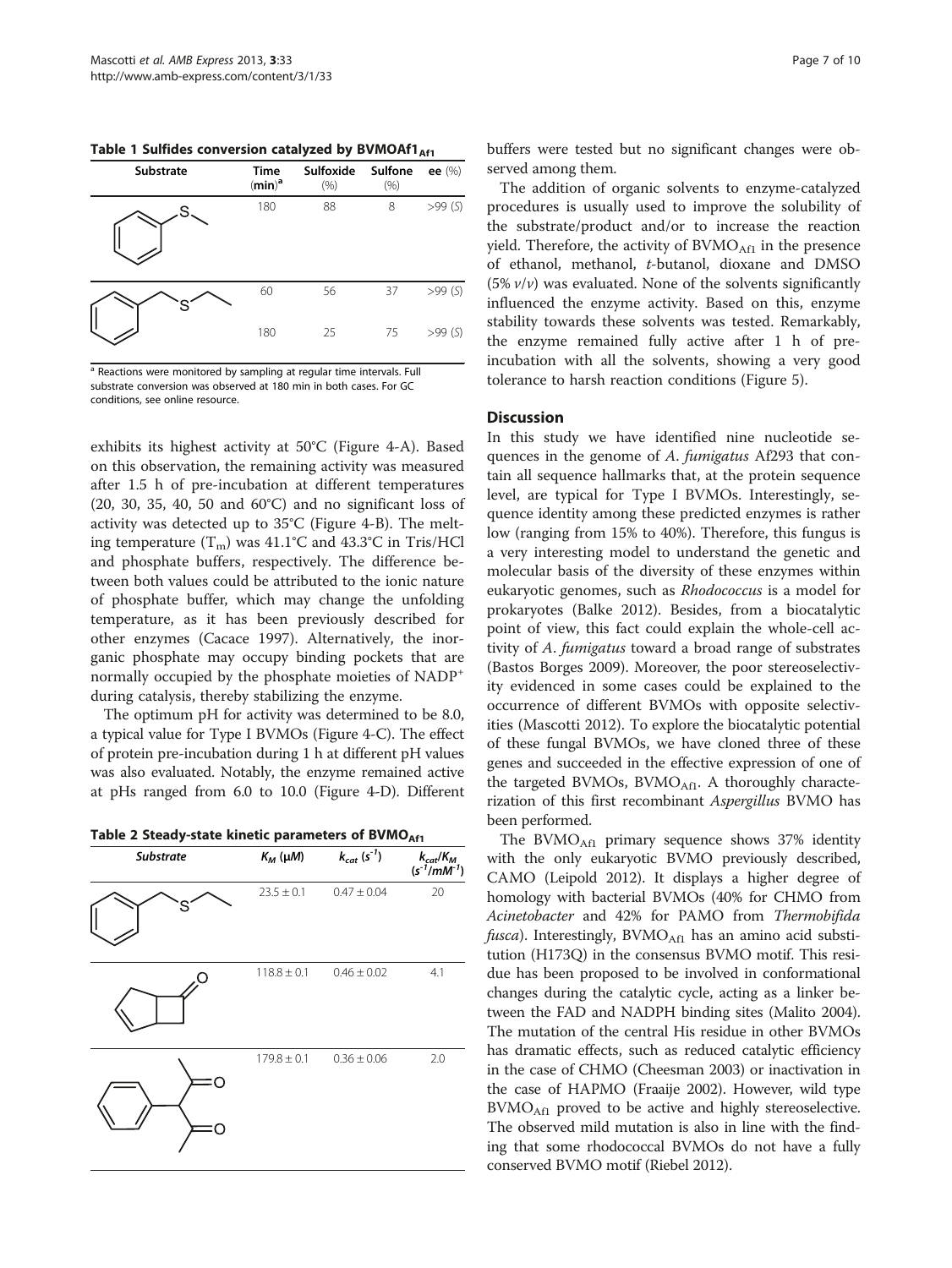**Table 1 Sulfides conversion catalyzed by BVMOAf1$_{Af1}$**

| Substrate | Time (min)[a] | Sulfoxide (%) | Sulfone (%) | ee (%) |
|---|---|---|---|---|
| (thioanisole) | 180 | 88 | 8 | >99 (*S*) |
| (benzyl ethyl sulfide) | 60 | 56 | 37 | >99 (*S*) |
| | 180 | 25 | 75 | >99 (*S*) |

[a] Reactions were monitored by sampling at regular time intervals. Full substrate conversion was observed at 180 min in both cases. For GC conditions, see online resource.

exhibits its highest activity at 50°C (Figure 4-A). Based on this observation, the remaining activity was measured after 1.5 h of pre-incubation at different temperatures (20, 30, 35, 40, 50 and 60°C) and no significant loss of activity was detected up to 35°C (Figure 4-B). The melting temperature ($T_m$) was 41.1°C and 43.3°C in Tris/HCl and phosphate buffers, respectively. The difference between both values could be attributed to the ionic nature of phosphate buffer, which may change the unfolding temperature, as it has been previously described for other enzymes (Cacace 1997). Alternatively, the inorganic phosphate may occupy binding pockets that are normally occupied by the phosphate moieties of $NADP^+$ during catalysis, thereby stabilizing the enzyme.

The optimum pH for activity was determined to be 8.0, a typical value for Type I BVMOs (Figure 4-C). The effect of protein pre-incubation during 1 h at different pH values was also evaluated. Notably, the enzyme remained active at pHs ranged from 6.0 to 10.0 (Figure 4-D). Different buffers were tested but no significant changes were observed among them.

**Table 2 Steady-state kinetic parameters of BVMO$_{Af1}$**

| *Substrate* | $K_M$ (μM) | $k_{cat}$ ($s^{-1}$) | $k_{cat}/K_M$ ($s^{-1}/mM^{-1}$) |
|---|---|---|---|
| (benzyl ethyl sulfide) | 23.5 ± 0.1 | 0.47 ± 0.04 | 20 |
| (bicyclo[3.2.0]hept-2-en-6-one) | 118.8 ± 0.1 | 0.46 ± 0.02 | 4.1 |
| (3-phenylpentane-2,4-dione) | 179.8 ± 0.1 | 0.36 ± 0.06 | 2.0 |

The addition of organic solvents to enzyme-catalyzed procedures is usually used to improve the solubility of the substrate/product and/or to increase the reaction yield. Therefore, the activity of BVMO$_{Af1}$ in the presence of ethanol, methanol, *t*-butanol, dioxane and DMSO (5% *v*/*v*) was evaluated. None of the solvents significantly influenced the enzyme activity. Based on this, enzyme stability towards these solvents was tested. Remarkably, the enzyme remained fully active after 1 h of pre-incubation with all the solvents, showing a very good tolerance to harsh reaction conditions (Figure 5).

## Discussion

In this study we have identified nine nucleotide sequences in the genome of *A. fumigatus* Af293 that contain all sequence hallmarks that, at the protein sequence level, are typical for Type I BVMOs. Interestingly, sequence identity among these predicted enzymes is rather low (ranging from 15% to 40%). Therefore, this fungus is a very interesting model to understand the genetic and molecular basis of the diversity of these enzymes within eukaryotic genomes, such as *Rhodococcus* is a model for prokaryotes (Balke 2012). Besides, from a biocatalytic point of view, this fact could explain the whole-cell activity of *A. fumigatus* toward a broad range of substrates (Bastos Borges 2009). Moreover, the poor stereoselectivity evidenced in some cases could be explained to the occurrence of different BVMOs with opposite selectivities (Mascotti 2012). To explore the biocatalytic potential of these fungal BVMOs, we have cloned three of these genes and succeeded in the effective expression of one of the targeted BVMOs, BVMO$_{Af1}$. A thoroughly characterization of this first recombinant *Aspergillus* BVMO has been performed.

The BVMO$_{Af1}$ primary sequence shows 37% identity with the only eukaryotic BVMO previously described, CAMO (Leipold 2012). It displays a higher degree of homology with bacterial BVMOs (40% for CHMO from *Acinetobacter* and 42% for PAMO from *Thermobifida fusca*). Interestingly, BVMO$_{Af1}$ has an amino acid substitution (H173Q) in the consensus BVMO motif. This residue has been proposed to be involved in conformational changes during the catalytic cycle, acting as a linker between the FAD and NADPH binding sites (Malito 2004). The mutation of the central His residue in other BVMOs has dramatic effects, such as reduced catalytic efficiency in the case of CHMO (Cheesman 2003) or inactivation in the case of HAPMO (Fraaije 2002). However, wild type BVMO$_{Af1}$ proved to be active and highly stereoselective. The observed mild mutation is also in line with the finding that some rhodococcal BVMOs do not have a fully conserved BVMO motif (Riebel 2012).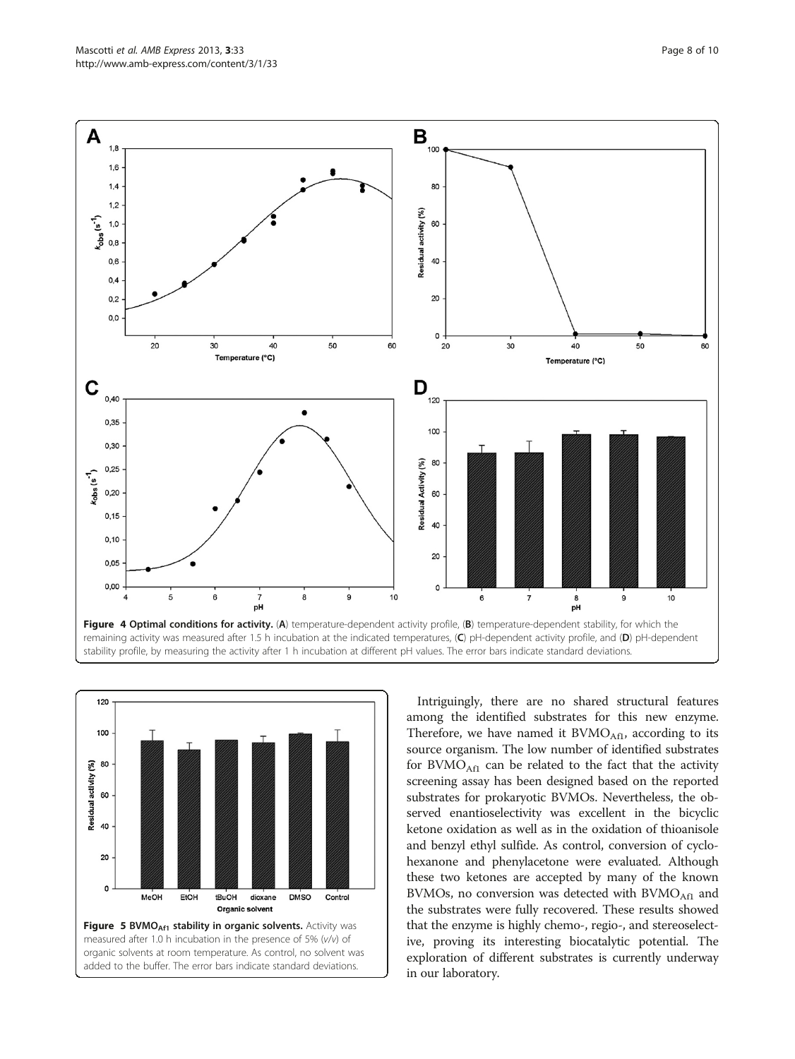**Figure 4 Optimal conditions for activity.** (**A**) temperature-dependent activity profile, (**B**) temperature-dependent stability, for which the remaining activity was measured after 1.5 h incubation at the indicated temperatures, (**C**) pH-dependent activity profile, and (**D**) pH-dependent stability profile, by measuring the activity after 1 h incubation at different pH values. The error bars indicate standard deviations.

**Figure 5 $BVMO_{Af1}$ stability in organic solvents.** Activity was measured after 1.0 h incubation in the presence of 5% (*v/v*) of organic solvents at room temperature. As control, no solvent was added to the buffer. The error bars indicate standard deviations.

Intriguingly, there are no shared structural features among the identified substrates for this new enzyme. Therefore, we have named it $BVMO_{Af1}$, according to its source organism. The low number of identified substrates for $BVMO_{Af1}$ can be related to the fact that the activity screening assay has been designed based on the reported substrates for prokaryotic BVMOs. Nevertheless, the observed enantioselectivity was excellent in the bicyclic ketone oxidation as well as in the oxidation of thioanisole and benzyl ethyl sulfide. As control, conversion of cyclohexanone and phenylacetone were evaluated. Although these two ketones are accepted by many of the known BVMOs, no conversion was detected with $BVMO_{Af1}$ and the substrates were fully recovered. These results showed that the enzyme is highly chemo-, regio-, and stereoselective, proving its interesting biocatalytic potential. The exploration of different substrates is currently underway in our laboratory.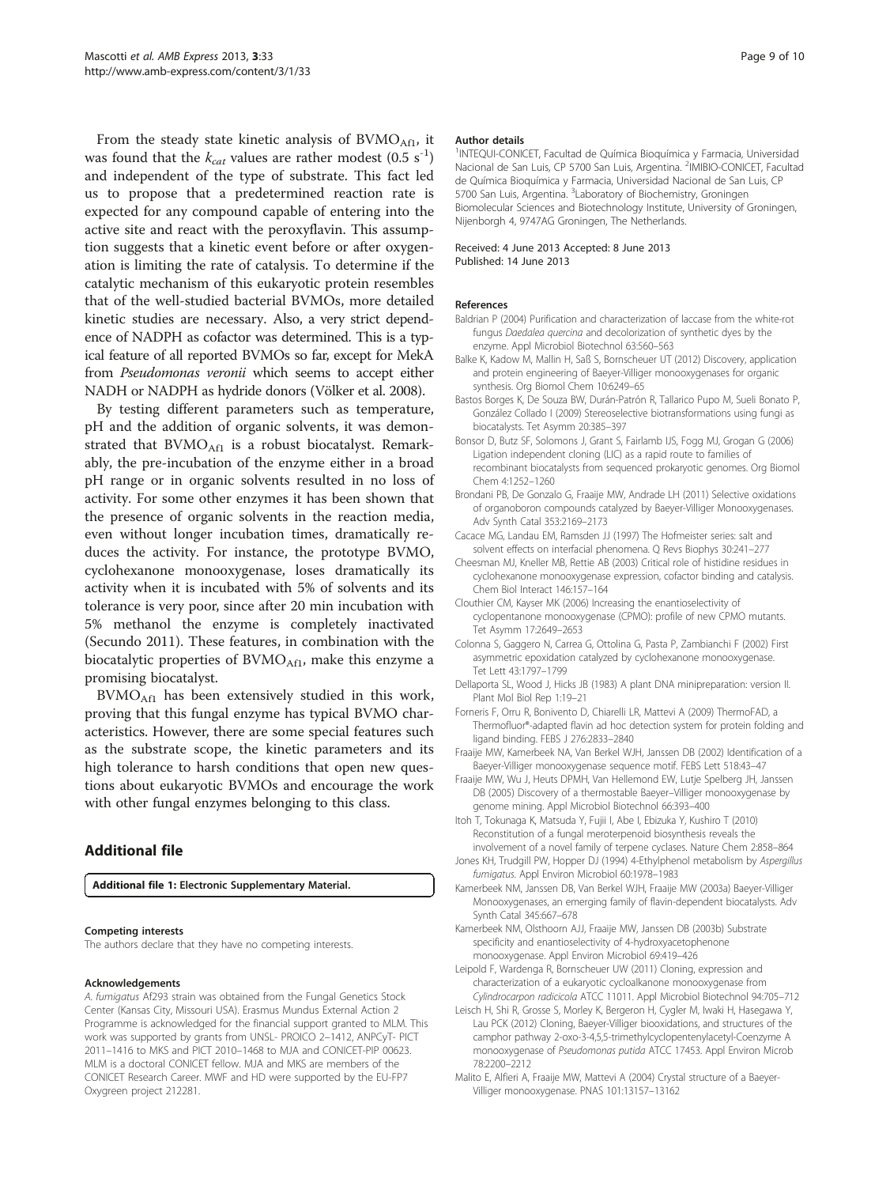From the steady state kinetic analysis of $BVMO_{Af1}$, it was found that the $k_{cat}$ values are rather modest ($0.5\ s^{-1}$) and independent of the type of substrate. This fact led us to propose that a predetermined reaction rate is expected for any compound capable of entering into the active site and react with the peroxyflavin. This assumption suggests that a kinetic event before or after oxygenation is limiting the rate of catalysis. To determine if the catalytic mechanism of this eukaryotic protein resembles that of the well-studied bacterial BVMOs, more detailed kinetic studies are necessary. Also, a very strict dependence of NADPH as cofactor was determined. This is a typical feature of all reported BVMOs so far, except for MekA from *Pseudomonas veronii* which seems to accept either NADH or NADPH as hydride donors (Völker et al. 2008).

By testing different parameters such as temperature, pH and the addition of organic solvents, it was demonstrated that $BVMO_{Af1}$ is a robust biocatalyst. Remarkably, the pre-incubation of the enzyme either in a broad pH range or in organic solvents resulted in no loss of activity. For some other enzymes it has been shown that the presence of organic solvents in the reaction media, even without longer incubation times, dramatically reduces the activity. For instance, the prototype BVMO, cyclohexanone monooxygenase, loses dramatically its activity when it is incubated with 5% of solvents and its tolerance is very poor, since after 20 min incubation with 5% methanol the enzyme is completely inactivated (Secundo 2011). These features, in combination with the biocatalytic properties of $BVMO_{Af1}$, make this enzyme a promising biocatalyst.

$BVMO_{Af1}$ has been extensively studied in this work, proving that this fungal enzyme has typical BVMO characteristics. However, there are some special features such as the substrate scope, the kinetic parameters and its high tolerance to harsh conditions that open new questions about eukaryotic BVMOs and encourage the work with other fungal enzymes belonging to this class.

## Additional file

**Additional file 1: Electronic Supplementary Material.**

#### Competing interests

The authors declare that they have no competing interests.

#### Acknowledgements

*A. fumigatus* Af293 strain was obtained from the Fungal Genetics Stock Center (Kansas City, Missouri USA). Erasmus Mundus External Action 2 Programme is acknowledged for the financial support granted to MLM. This work was supported by grants from UNSL- PROICO 2–1412, ANPCyT- PICT 2011–1416 to MKS and PICT 2010–1468 to MJA and CONICET-PIP 00623. MLM is a doctoral CONICET fellow. MJA and MKS are members of the CONICET Research Career. MWF and HD were supported by the EU-FP7 Oxygreen project 212281.

#### Author details

[1]INTEQUI-CONICET, Facultad de Química Bioquímica y Farmacia, Universidad Nacional de San Luis, CP 5700 San Luis, Argentina. [2]IMIBIO-CONICET, Facultad de Química Bioquímica y Farmacia, Universidad Nacional de San Luis, CP 5700 San Luis, Argentina. [3]Laboratory of Biochemistry, Groningen Biomolecular Sciences and Biotechnology Institute, University of Groningen, Nijenborgh 4, 9747AG Groningen, The Netherlands.

Received: 4 June 2013 Accepted: 8 June 2013
Published: 14 June 2013

#### References

Baldrian P (2004) Purification and characterization of laccase from the white-rot fungus *Daedalea quercina* and decolorization of synthetic dyes by the enzyme. Appl Microbiol Biotechnol 63:560–563

Balke K, Kadow M, Mallin H, Saß S, Bornscheuer UT (2012) Discovery, application and protein engineering of Baeyer-Villiger monooxygenases for organic synthesis. Org Biomol Chem 10:6249–65

Bastos Borges K, De Souza BW, Durán-Patrón R, Tallarico Pupo M, Sueli Bonato P, González Collado I (2009) Stereoselective biotransformations using fungi as biocatalysts. Tet Asymm 20:385–397

Bonsor D, Butz SF, Solomons J, Grant S, Fairlamb IJS, Fogg MJ, Grogan G (2006) Ligation independent cloning (LIC) as a rapid route to families of recombinant biocatalysts from sequenced prokaryotic genomes. Org Biomol Chem 4:1252–1260

Brondani PB, De Gonzalo G, Fraaije MW, Andrade LH (2011) Selective oxidations of organoboron compounds catalyzed by Baeyer-Villiger Monooxygenases. Adv Synth Catal 353:2169–2173

Cacace MG, Landau EM, Ramsden JJ (1997) The Hofmeister series: salt and solvent effects on interfacial phenomena. Q Revs Biophys 30:241–277

Cheesman MJ, Kneller MB, Rettie AB (2003) Critical role of histidine residues in cyclohexanone monooxygenase expression, cofactor binding and catalysis. Chem Biol Interact 146:157–164

Clouthier CM, Kayser MK (2006) Increasing the enantioselectivity of cyclopentanone monooxygenase (CPMO): profile of new CPMO mutants. Tet Asymm 17:2649–2653

Colonna S, Gaggero N, Carrea G, Ottolina G, Pasta P, Zambianchi F (2002) First asymmetric epoxidation catalyzed by cyclohexanone monooxygenase. Tet Lett 43:1797–1799

Dellaporta SL, Wood J, Hicks JB (1983) A plant DNA minipreparation: version II. Plant Mol Biol Rep 1:19–21

Forneris F, Orru R, Bonivento D, Chiarelli LR, Mattevi A (2009) ThermoFAD, a Thermofluor®-adapted flavin ad hoc detection system for protein folding and ligand binding. FEBS J 276:2833–2840

Fraaije MW, Kamerbeek NA, Van Berkel WJH, Janssen DB (2002) Identification of a Baeyer-Villiger monooxygenase sequence motif. FEBS Lett 518:43–47

Fraaije MW, Wu J, Heuts DPMH, Van Hellemond EW, Lutje Spelberg JH, Janssen DB (2005) Discovery of a thermostable Baeyer–Villiger monooxygenase by genome mining. Appl Microbiol Biotechnol 66:393–400

Itoh T, Tokunaga K, Matsuda Y, Fujii I, Abe I, Ebizuka Y, Kushiro T (2010) Reconstitution of a fungal meroterpenoid biosynthesis reveals the involvement of a novel family of terpene cyclases. Nature Chem 2:858–864

Jones KH, Trudgill PW, Hopper DJ (1994) 4-Ethylphenol metabolism by *Aspergillus fumigatus*. Appl Environ Microbiol 60:1978–1983

Kamerbeek NM, Janssen DB, Van Berkel WJH, Fraaije MW (2003a) Baeyer-Villiger Monooxygenases, an emerging family of flavin-dependent biocatalysts. Adv Synth Catal 345:667–678

Kamerbeek NM, Olsthoorn AJJ, Fraaije MW, Janssen DB (2003b) Substrate specificity and enantioselectivity of 4-hydroxyacetophenone monooxygenase. Appl Environ Microbiol 69:419–426

Leipold F, Wardenga R, Bornscheuer UW (2011) Cloning, expression and characterization of a eukaryotic cycloalkanone monooxygenase from *Cylindrocarpon radicicola* ATCC 11011. Appl Microbiol Biotechnol 94:705–712

Leisch H, Shi R, Grosse S, Morley K, Bergeron H, Cygler M, Iwaki H, Hasegawa Y, Lau PCK (2012) Cloning, Baeyer-Villiger biooxidations, and structures of the camphor pathway 2-oxo-3-4,5,5-trimethylcyclopentenylacetyl-Coenzyme A monooxygenase of *Pseudomonas putida* ATCC 17453. Appl Environ Microb 78:2200–2212

Malito E, Alfieri A, Fraaije MW, Mattevi A (2004) Crystal structure of a Baeyer-Villiger monooxygenase. PNAS 101:13157–13162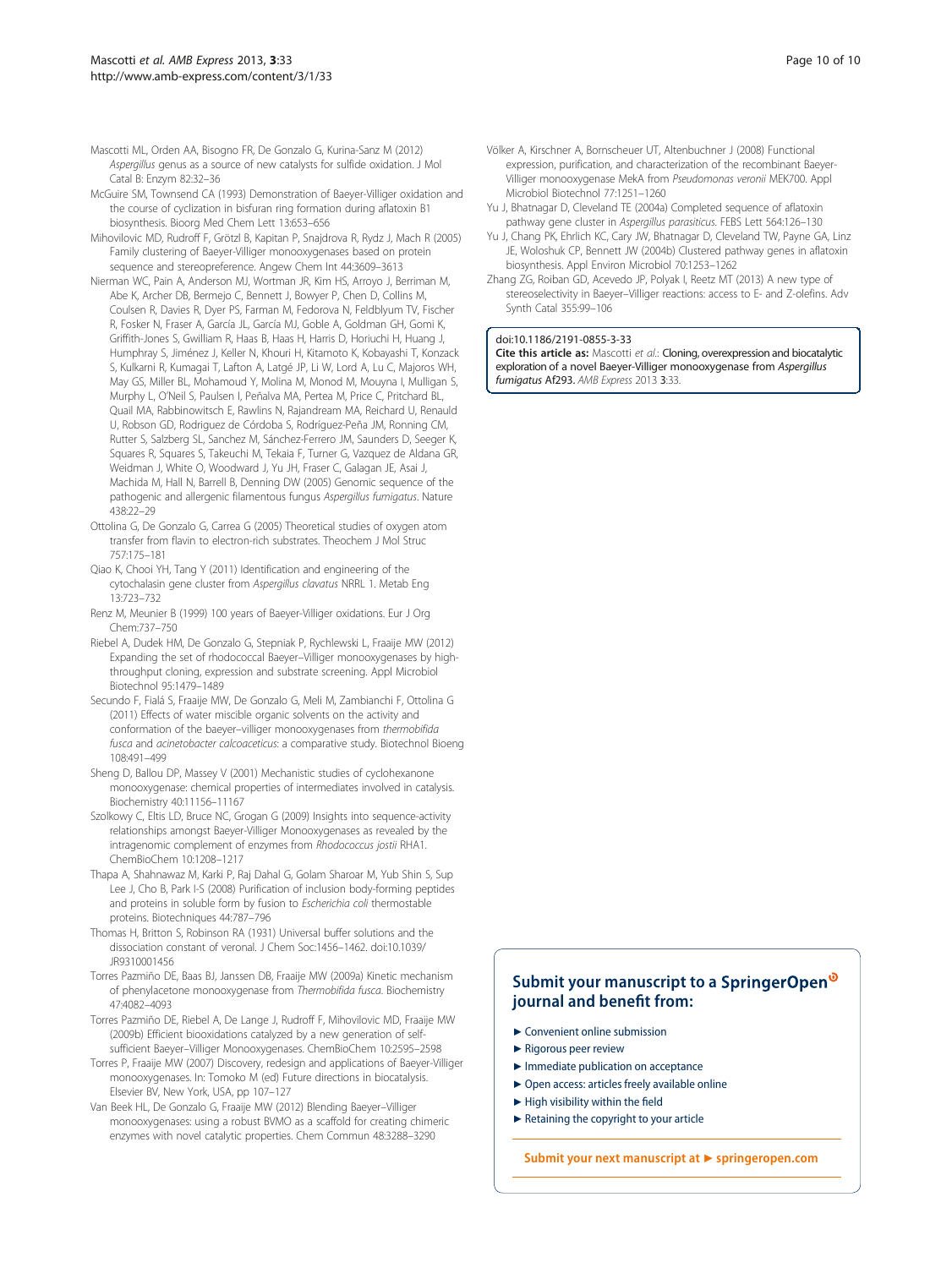Mascotti ML, Orden AA, Bisogno FR, De Gonzalo G, Kurina-Sanz M (2012) *Aspergillus* genus as a source of new catalysts for sulfide oxidation. J Mol Catal B: Enzym 82:32–36

McGuire SM, Townsend CA (1993) Demonstration of Baeyer-Villiger oxidation and the course of cyclization in bisfuran ring formation during aflatoxin B1 biosynthesis. Bioorg Med Chem Lett 13:653–656

Mihovilovic MD, Rudroff F, Grötzl B, Kapitan P, Snajdrova R, Rydz J, Mach R (2005) Family clustering of Baeyer-Villiger monooxygenases based on protein sequence and stereopreference. Angew Chem Int 44:3609–3613

Nierman WC, Pain A, Anderson MJ, Wortman JR, Kim HS, Arroyo J, Berriman M, Abe K, Archer DB, Bermejo C, Bennett J, Bowyer P, Chen D, Collins M, Coulsen R, Davies R, Dyer PS, Farman M, Fedorova N, Feldblyum TV, Fischer R, Fosker N, Fraser A, García JL, García MJ, Goble A, Goldman GH, Gomi K, Griffith-Jones S, Gwilliam R, Haas B, Haas H, Harris D, Horiuchi H, Huang J, Humphray S, Jiménez J, Keller N, Khouri H, Kitamoto K, Kobayashi T, Konzack S, Kulkarni R, Kumagai T, Lafton A, Latgé JP, Li W, Lord A, Lu C, Majoros WH, May GS, Miller BL, Mohamoud Y, Molina M, Monod M, Mouyna I, Mulligan S, Murphy L, O'Neil S, Paulsen I, Peñalva MA, Pertea M, Price C, Pritchard BL, Quail MA, Rabbinowitsch E, Rawlins N, Rajandream MA, Reichard U, Renauld U, Robson GD, Rodriguez de Córdoba S, Rodríguez-Peña JM, Ronning CM, Rutter S, Salzberg SL, Sanchez M, Sánchez-Ferrero JM, Saunders D, Seeger K, Squares R, Squares S, Takeuchi M, Tekaia F, Turner G, Vazquez de Aldana GR, Weidman J, White O, Woodward J, Yu JH, Fraser C, Galagan JE, Asai J, Machida M, Hall N, Barrell B, Denning DW (2005) Genomic sequence of the pathogenic and allergenic filamentous fungus *Aspergillus fumigatus*. Nature 438:22–29

Ottolina G, De Gonzalo G, Carrea G (2005) Theoretical studies of oxygen atom transfer from flavin to electron-rich substrates. Theochem J Mol Struc 757:175–181

Qiao K, Chooi YH, Tang Y (2011) Identification and engineering of the cytochalasin gene cluster from *Aspergillus clavatus* NRRL 1. Metab Eng 13:723–732

Renz M, Meunier B (1999) 100 years of Baeyer-Villiger oxidations. Eur J Org Chem:737–750

Riebel A, Dudek HM, De Gonzalo G, Stepniak P, Rychlewski L, Fraaije MW (2012) Expanding the set of rhodococcal Baeyer–Villiger monooxygenases by high-throughput cloning, expression and substrate screening. Appl Microbiol Biotechnol 95:1479–1489

Secundo F, Fialá S, Fraaije MW, De Gonzalo G, Meli M, Zambianchi F, Ottolina G (2011) Effects of water miscible organic solvents on the activity and conformation of the baeyer–villiger monooxygenases from *thermobifida fusca* and *acinetobacter calcoaceticus*: a comparative study. Biotechnol Bioeng 108:491–499

Sheng D, Ballou DP, Massey V (2001) Mechanistic studies of cyclohexanone monooxygenase: chemical properties of intermediates involved in catalysis. Biochemistry 40:11156–11167

Szolkowy C, Eltis LD, Bruce NC, Grogan G (2009) Insights into sequence-activity relationships amongst Baeyer-Villiger Monooxygenases as revealed by the intragenomic complement of enzymes from *Rhodococcus jostii* RHA1. ChemBioChem 10:1208–1217

Thapa A, Shahnawaz M, Karki P, Raj Dahal G, Golam Sharoar M, Yub Shin S, Sup Lee J, Cho B, Park I-S (2008) Purification of inclusion body-forming peptides and proteins in soluble form by fusion to *Escherichia coli* thermostable proteins. Biotechniques 44:787–796

Thomas H, Britton S, Robinson RA (1931) Universal buffer solutions and the dissociation constant of veronal. J Chem Soc:1456–1462. doi:10.1039/JR9310001456

Torres Pazmiño DE, Baas BJ, Janssen DB, Fraaije MW (2009a) Kinetic mechanism of phenylacetone monooxygenase from *Thermobifida fusca*. Biochemistry 47:4082–4093

Torres Pazmiño DE, Riebel A, De Lange J, Rudroff F, Mihovilovic MD, Fraaije MW (2009b) Efficient biooxidations catalyzed by a new generation of self-sufficient Baeyer–Villiger Monooxygenases. ChemBioChem 10:2595–2598

Torres P, Fraaije MW (2007) Discovery, redesign and applications of Baeyer-Villiger monooxygenases. In: Tomoko M (ed) Future directions in biocatalysis. Elsevier BV, New York, USA, pp 107–127

Van Beek HL, De Gonzalo G, Fraaije MW (2012) Blending Baeyer–Villiger monooxygenases: using a robust BVMO as a scaffold for creating chimeric enzymes with novel catalytic properties. Chem Commun 48:3288–3290

Völker A, Kirschner A, Bornscheuer UT, Altenbuchner J (2008) Functional expression, purification, and characterization of the recombinant Baeyer-Villiger monooxygenase MekA from *Pseudomonas veronii* MEK700. Appl Microbiol Biotechnol 77:1251–1260

Yu J, Bhatnagar D, Cleveland TE (2004a) Completed sequence of aflatoxin pathway gene cluster in *Aspergillus parasiticus*. FEBS Lett 564:126–130

Yu J, Chang PK, Ehrlich KC, Cary JW, Bhatnagar D, Cleveland TW, Payne GA, Linz JE, Woloshuk CP, Bennett JW (2004b) Clustered pathway genes in aflatoxin biosynthesis. Appl Environ Microbiol 70:1253–1262

Zhang ZG, Roiban GD, Acevedo JP, Polyak I, Reetz MT (2013) A new type of stereoselectivity in Baeyer-Villiger reactions: access to E- and Z-olefins. Adv Synth Catal 355:99–106

doi:10.1186/2191-0855-3-33

**Cite this article as:** Mascotti *et al.*: **Cloning, overexpression and biocatalytic exploration of a novel Baeyer-Villiger monooxygenase from *Aspergillus fumigatus* Af293.** *AMB Express* 2013 **3**:33.

## Submit your manuscript to a SpringerOpen journal and benefit from:

- ► Convenient online submission
- ► Rigorous peer review
- ► Immediate publication on acceptance
- ► Open access: articles freely available online
- ► High visibility within the field
- ► Retaining the copyright to your article

**Submit your next manuscript at ► springeropen.com**